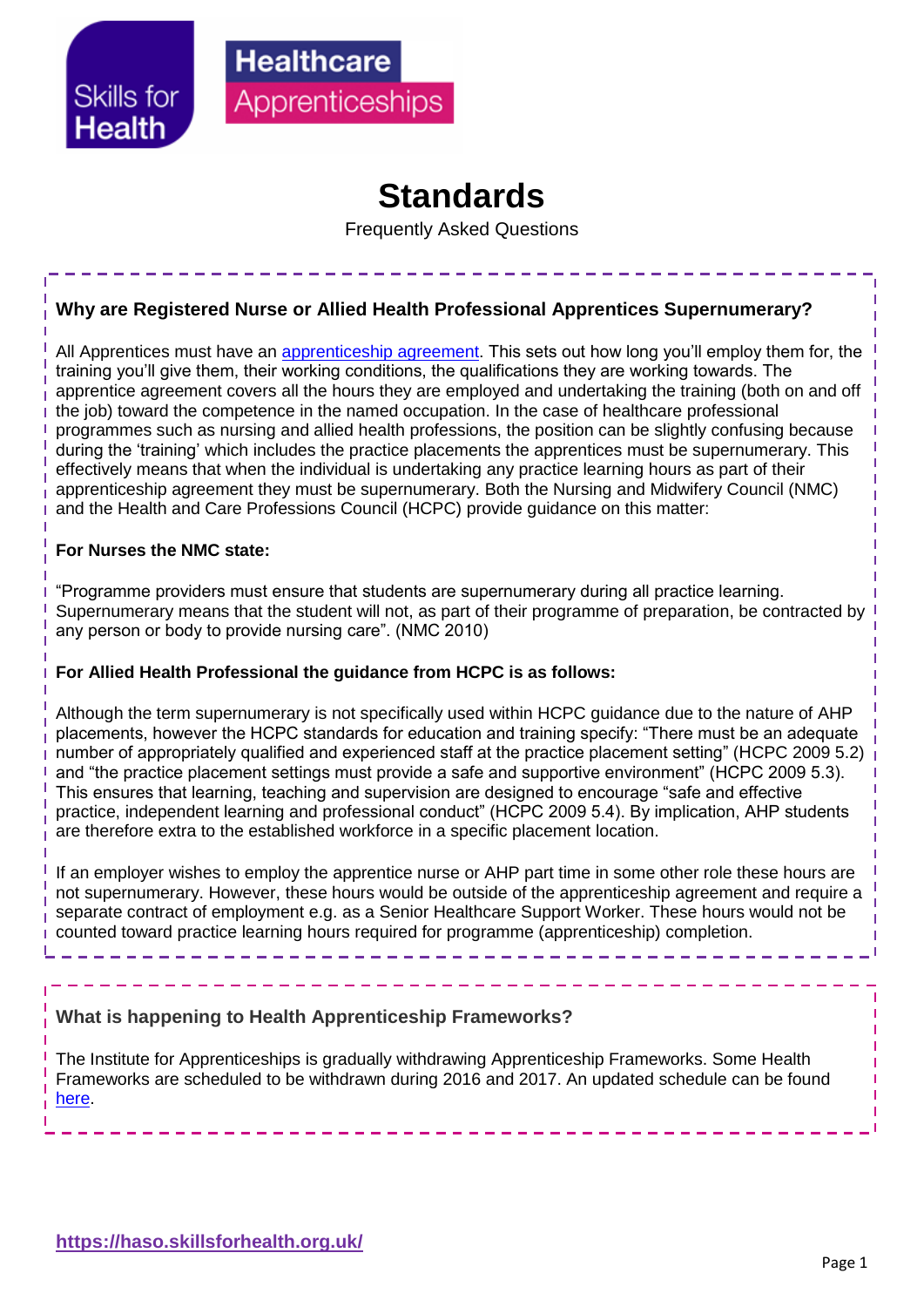Skills for Health

Healthcare Apprenticeships

# Standards

Frequently Asked Questions

## Why are Registered Nurse or Allied Health Professional Apprentices Supernumerary?

All Apprentices must have an [apprenticeship agreement](). This sets out how long you'll employ them for, the training you'll give them, their working conditions, the qualifications they are working towards. The apprentice agreement covers all the hours they are employed and undertaking the training (both on and off the job) toward the competence in the named occupation. In the case of healthcare professional programmes such as nursing and allied health professions, the position can be slightly confusing because during the 'training' which includes the practice placements the apprentices must be supernumerary. This effectively means that when the individual is undertaking any practice learning hours as part of their apprenticeship agreement they must be supernumerary. Both the Nursing and Midwifery Council (NMC) and the Health and Care Professions Council (HCPC) provide guidance on this matter:

**For Nurses the NMC state:**

"Programme providers must ensure that students are supernumerary during all practice learning. Supernumerary means that the student will not, as part of their programme of preparation, be contracted by any person or body to provide nursing care". (NMC 2010)

**For Allied Health Professional the guidance from HCPC is as follows:**

Although the term supernumerary is not specifically used within HCPC guidance due to the nature of AHP placements, however the HCPC standards for education and training specify: "There must be an adequate number of appropriately qualified and experienced staff at the practice placement setting" (HCPC 2009 5.2) and "the practice placement settings must provide a safe and supportive environment" (HCPC 2009 5.3). This ensures that learning, teaching and supervision are designed to encourage "safe and effective practice, independent learning and professional conduct" (HCPC 2009 5.4). By implication, AHP students are therefore extra to the established workforce in a specific placement location.

If an employer wishes to employ the apprentice nurse or AHP part time in some other role these hours are not supernumerary. However, these hours would be outside of the apprenticeship agreement and require a separate contract of employment e.g. as a Senior Healthcare Support Worker. These hours would not be counted toward practice learning hours required for programme (apprenticeship) completion.

## What is happening to Health Apprenticeship Frameworks?

The Institute for Apprenticeships is gradually withdrawing Apprenticeship Frameworks. Some Health Frameworks are scheduled to be withdrawn during 2016 and 2017. An updated schedule can be found [here]().

[https://haso.skillsforhealth.org.uk/](https://haso.skillsforhealth.org.uk/)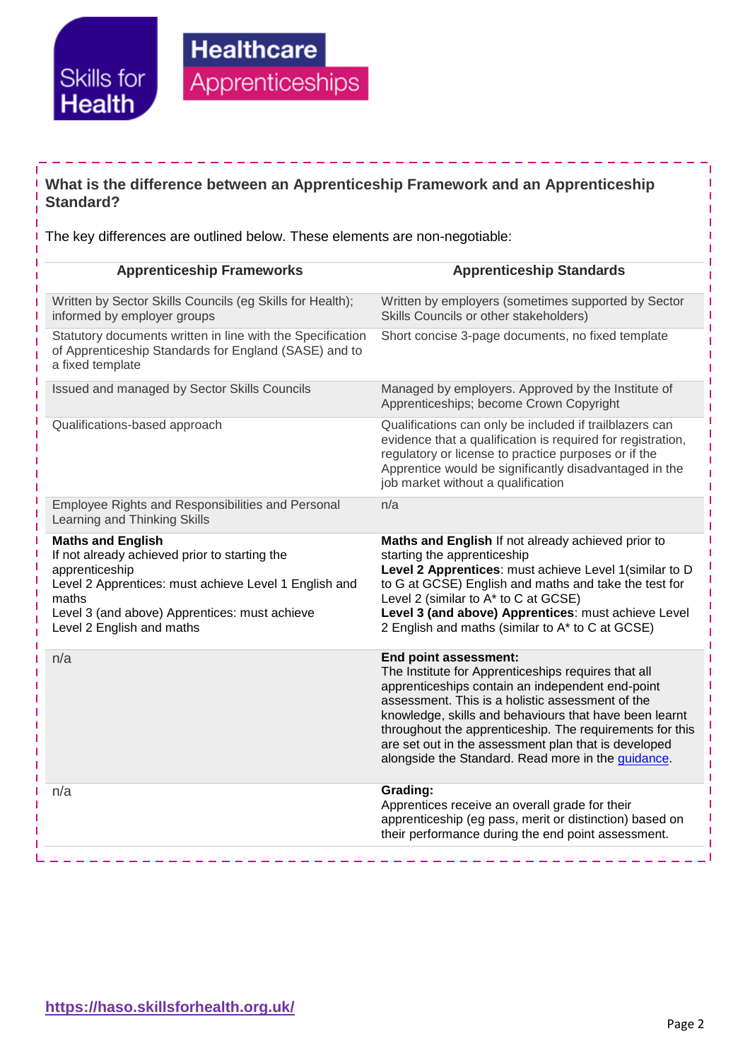## What is the difference between an Apprenticeship Framework and an Apprenticeship Standard?

The key differences are outlined below. These elements are non-negotiable:

| Apprenticeship Frameworks | Apprenticeship Standards |
|---|---|
| Written by Sector Skills Councils (eg Skills for Health); informed by employer groups | Written by employers (sometimes supported by Sector Skills Councils or other stakeholders) |
| Statutory documents written in line with the Specification of Apprenticeship Standards for England (SASE) and to a fixed template | Short concise 3-page documents, no fixed template |
| Issued and managed by Sector Skills Councils | Managed by employers. Approved by the Institute of Apprenticeships; become Crown Copyright |
| Qualifications-based approach | Qualifications can only be included if trailblazers can evidence that a qualification is required for registration, regulatory or license to practice purposes or if the Apprentice would be significantly disadvantaged in the job market without a qualification |
| Employee Rights and Responsibilities and Personal Learning and Thinking Skills | n/a |
| **Maths and English**<br>If not already achieved prior to starting the apprenticeship<br>Level 2 Apprentices: must achieve Level 1 English and maths<br>Level 3 (and above) Apprentices: must achieve Level 2 English and maths | **Maths and English** If not already achieved prior to starting the apprenticeship<br>**Level 2 Apprentices**: must achieve Level 1(similar to D to G at GCSE) English and maths and take the test for Level 2 (similar to A* to C at GCSE)<br>**Level 3 (and above) Apprentices**: must achieve Level 2 English and maths (similar to A* to C at GCSE) |
| n/a | **End point assessment:**<br>The Institute for Apprenticeships requires that all apprenticeships contain an independent end-point assessment. This is a holistic assessment of the knowledge, skills and behaviours that have been learnt throughout the apprenticeship. The requirements for this are set out in the assessment plan that is developed alongside the Standard. Read more in the guidance. |
| n/a | **Grading:**<br>Apprentices receive an overall grade for their apprenticeship (eg pass, merit or distinction) based on their performance during the end point assessment. |

https://haso.skillsforhealth.org.uk/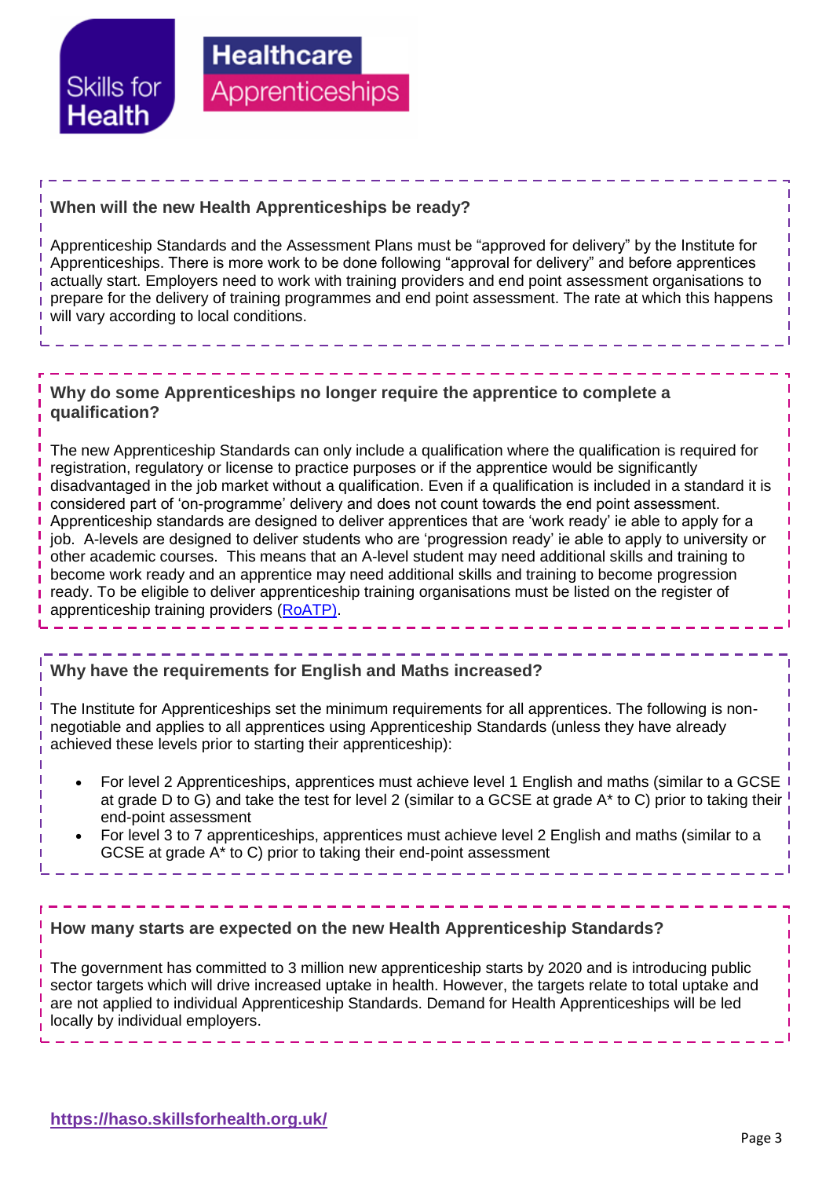### When will the new Health Apprenticeships be ready?

Apprenticeship Standards and the Assessment Plans must be "approved for delivery" by the Institute for Apprenticeships. There is more work to be done following "approval for delivery" and before apprentices actually start. Employers need to work with training providers and end point assessment organisations to prepare for the delivery of training programmes and end point assessment. The rate at which this happens will vary according to local conditions.

### Why do some Apprenticeships no longer require the apprentice to complete a qualification?

The new Apprenticeship Standards can only include a qualification where the qualification is required for registration, regulatory or license to practice purposes or if the apprentice would be significantly disadvantaged in the job market without a qualification. Even if a qualification is included in a standard it is considered part of 'on-programme' delivery and does not count towards the end point assessment. Apprenticeship standards are designed to deliver apprentices that are 'work ready' ie able to apply for a job. A-levels are designed to deliver students who are 'progression ready' ie able to apply to university or other academic courses. This means that an A-level student may need additional skills and training to become work ready and an apprentice may need additional skills and training to become progression ready. To be eligible to deliver apprenticeship training organisations must be listed on the register of apprenticeship training providers (RoATP).

### Why have the requirements for English and Maths increased?

The Institute for Apprenticeships set the minimum requirements for all apprentices. The following is non-negotiable and applies to all apprentices using Apprenticeship Standards (unless they have already achieved these levels prior to starting their apprenticeship):

- For level 2 Apprenticeships, apprentices must achieve level 1 English and maths (similar to a GCSE at grade D to G) and take the test for level 2 (similar to a GCSE at grade A* to C) prior to taking their end-point assessment
- For level 3 to 7 apprenticeships, apprentices must achieve level 2 English and maths (similar to a GCSE at grade A* to C) prior to taking their end-point assessment

### How many starts are expected on the new Health Apprenticeship Standards?

The government has committed to 3 million new apprenticeship starts by 2020 and is introducing public sector targets which will drive increased uptake in health. However, the targets relate to total uptake and are not applied to individual Apprenticeship Standards. Demand for Health Apprenticeships will be led locally by individual employers.

**https://haso.skillsforhealth.org.uk/**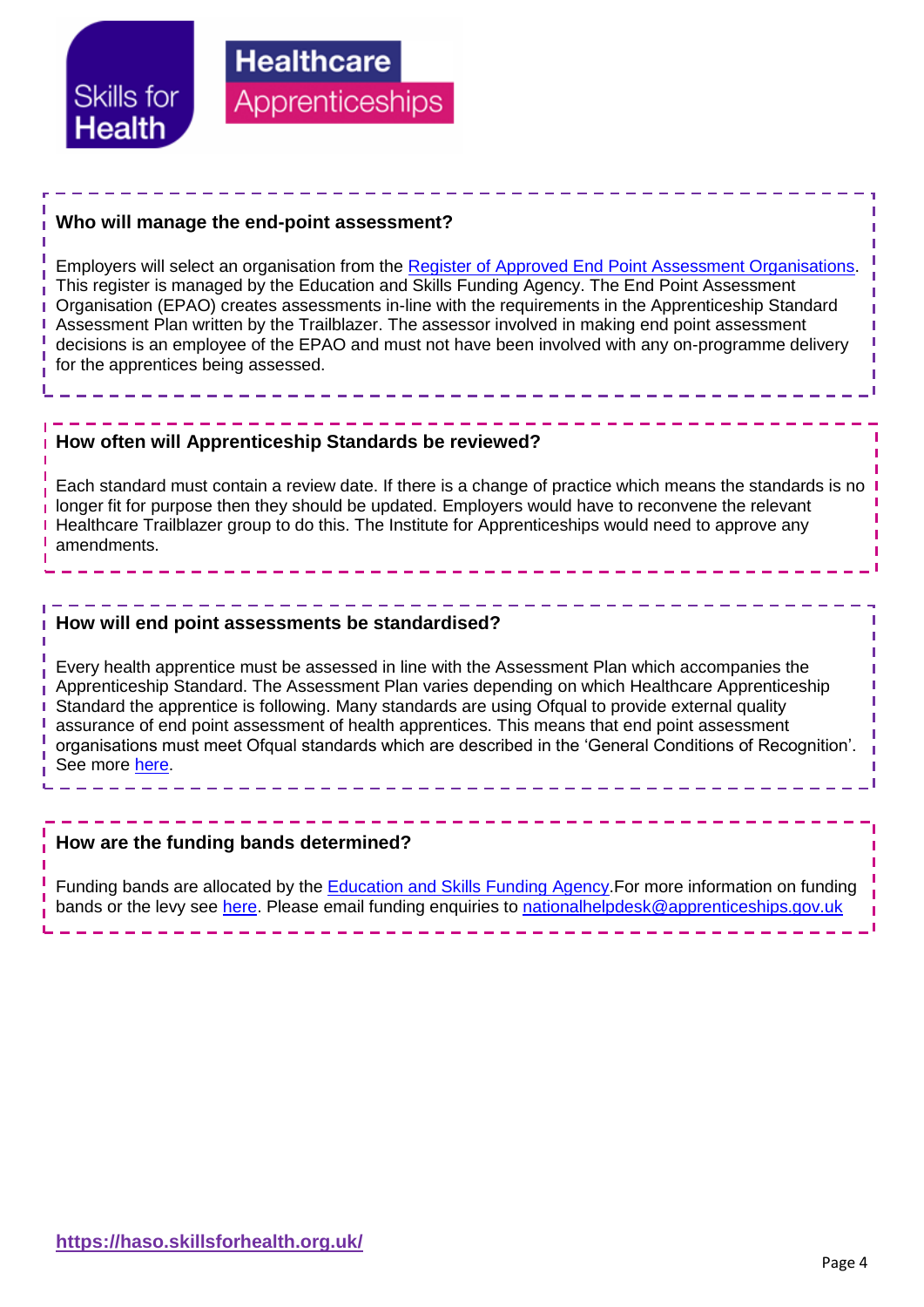## Who will manage the end-point assessment?

Employers will select an organisation from the Register of Approved End Point Assessment Organisations. This register is managed by the Education and Skills Funding Agency. The End Point Assessment Organisation (EPAO) creates assessments in-line with the requirements in the Apprenticeship Standard Assessment Plan written by the Trailblazer. The assessor involved in making end point assessment decisions is an employee of the EPAO and must not have been involved with any on-programme delivery for the apprentices being assessed.

## How often will Apprenticeship Standards be reviewed?

Each standard must contain a review date. If there is a change of practice which means the standards is no longer fit for purpose then they should be updated. Employers would have to reconvene the relevant Healthcare Trailblazer group to do this. The Institute for Apprenticeships would need to approve any amendments.

## How will end point assessments be standardised?

Every health apprentice must be assessed in line with the Assessment Plan which accompanies the Apprenticeship Standard. The Assessment Plan varies depending on which Healthcare Apprenticeship Standard the apprentice is following. Many standards are using Ofqual to provide external quality assurance of end point assessment of health apprentices. This means that end point assessment organisations must meet Ofqual standards which are described in the 'General Conditions of Recognition'. See more here.

## How are the funding bands determined?

Funding bands are allocated by the Education and Skills Funding Agency.For more information on funding bands or the levy see here. Please email funding enquiries to nationalhelpdesk@apprenticeships.gov.uk

https://haso.skillsforhealth.org.uk/